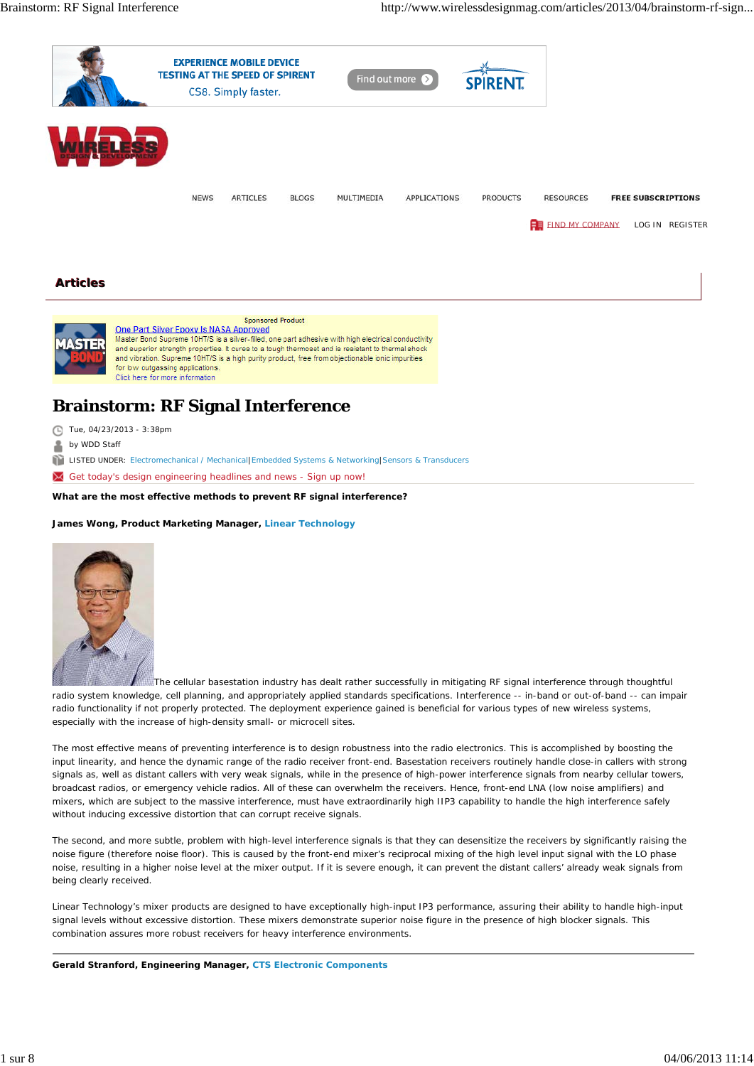# Brainstorm: RF Signal Interference

Tue, 04/23/2013 - 3:38pm

by WDD Staff

LISTED UNDER: Electromechanical / Mechanical | Embedded Systems & Networking | Sensors & Transducers

**What are the most effective methods to prevent RF signal interference?**

**James Wong, Product Marketing Manager, Linear Technology**

The cellular basestation industry has dealt rather successfully in mitigating RF signal interference through thoughtful radio system knowledge, cell planning, and appropriately applied standards specifications. Interference -- in-band or out-of-band -- can impair radio functionality if not properly protected. The deployment experience gained is beneficial for various types of new wireless systems, especially with the increase of high-density small- or microcell sites.

The most effective means of preventing interference is to design robustness into the radio electronics. This is accomplished by boosting the input linearity, and hence the dynamic range of the radio receiver front-end. Basestation receivers routinely handle close-in callers with strong signals as, well as distant callers with very weak signals, while in the presence of high-power interference signals from nearby cellular towers, broadcast radios, or emergency vehicle radios. All of these can overwhelm the receivers. Hence, front-end LNA (low noise amplifiers) and mixers, which are subject to the massive interference, must have extraordinarily high IIP3 capability to handle the high interference safely without inducing excessive distortion that can corrupt receive signals.

The second, and more subtle, problem with high-level interference signals is that they can desensitize the receivers by significantly raising the noise figure (therefore noise floor). This is caused by the front-end mixer's reciprocal mixing of the high level input signal with the LO phase noise, resulting in a higher noise level at the mixer output. If it is severe enough, it can prevent the distant callers' already weak signals from being clearly received.

Linear Technology's mixer products are designed to have exceptionally high-input IP3 performance, assuring their ability to handle high-input signal levels without excessive distortion. These mixers demonstrate superior noise figure in the presence of high blocker signals. This combination assures more robust receivers for heavy interference environments.

---

**Gerald Stranford, Engineering Manager, CTS Electronic Components**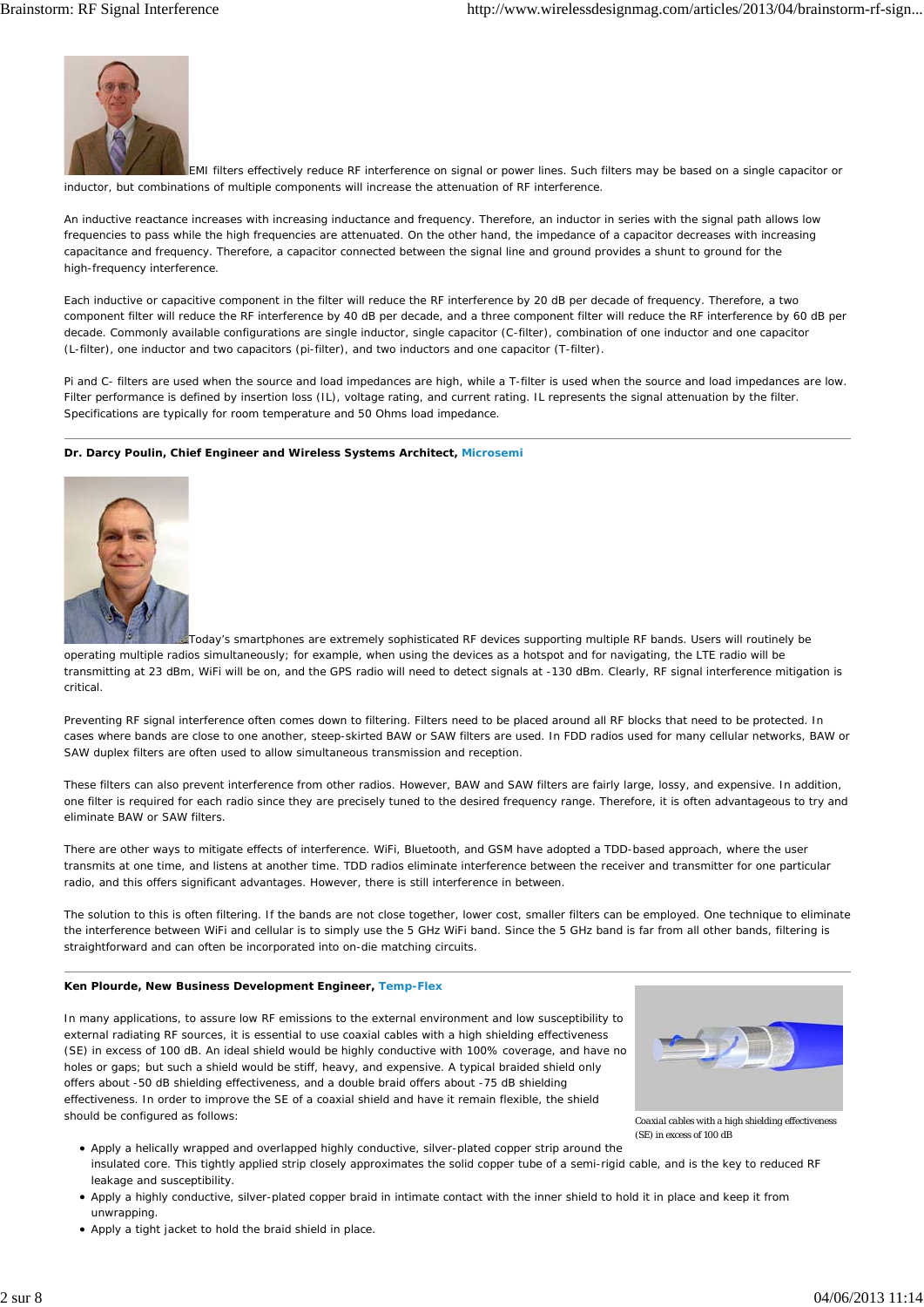EMI filters effectively reduce RF interference on signal or power lines. Such filters may be based on a single capacitor or inductor, but combinations of multiple components will increase the attenuation of RF interference.

An inductive reactance increases with increasing inductance and frequency. Therefore, an inductor in series with the signal path allows low frequencies to pass while the high frequencies are attenuated. On the other hand, the impedance of a capacitor decreases with increasing capacitance and frequency. Therefore, a capacitor connected between the signal line and ground provides a shunt to ground for the high-frequency interference.

Each inductive or capacitive component in the filter will reduce the RF interference by 20 dB per decade of frequency. Therefore, a two component filter will reduce the RF interference by 40 dB per decade, and a three component filter will reduce the RF interference by 60 dB per decade. Commonly available configurations are single inductor, single capacitor (C-filter), combination of one inductor and one capacitor (L-filter), one inductor and two capacitors (pi-filter), and two inductors and one capacitor (T-filter).

Pi and C- filters are used when the source and load impedances are high, while a T-filter is used when the source and load impedances are low. Filter performance is defined by insertion loss (IL), voltage rating, and current rating. IL represents the signal attenuation by the filter. Specifications are typically for room temperature and 50 Ohms load impedance.

---

**Dr. Darcy Poulin, Chief Engineer and Wireless Systems Architect, Microsemi**

Today's smartphones are extremely sophisticated RF devices supporting multiple RF bands. Users will routinely be operating multiple radios simultaneously; for example, when using the devices as a hotspot and for navigating, the LTE radio will be transmitting at 23 dBm, WiFi will be on, and the GPS radio will need to detect signals at -130 dBm. Clearly, RF signal interference mitigation is critical.

Preventing RF signal interference often comes down to filtering. Filters need to be placed around all RF blocks that need to be protected. In cases where bands are close to one another, steep-skirted BAW or SAW filters are used. In FDD radios used for many cellular networks, BAW or SAW duplex filters are often used to allow simultaneous transmission and reception.

These filters can also prevent interference from other radios. However, BAW and SAW filters are fairly large, lossy, and expensive. In addition, one filter is required for each radio since they are precisely tuned to the desired frequency range. Therefore, it is often advantageous to try and eliminate BAW or SAW filters.

There are other ways to mitigate effects of interference. WiFi, Bluetooth, and GSM have adopted a TDD-based approach, where the user transmits at one time, and listens at another time. TDD radios eliminate interference between the receiver and transmitter for one particular radio, and this offers significant advantages. However, there is still interference in between.

The solution to this is often filtering. If the bands are not close together, lower cost, smaller filters can be employed. One technique to eliminate the interference between WiFi and cellular is to simply use the 5 GHz WiFi band. Since the 5 GHz band is far from all other bands, filtering is straightforward and can often be incorporated into on-die matching circuits.

---

**Ken Plourde, New Business Development Engineer, Temp-Flex**

In many applications, to assure low RF emissions to the external environment and low susceptibility to external radiating RF sources, it is essential to use coaxial cables with a high shielding effectiveness (SE) in excess of 100 dB. An ideal shield would be highly conductive with 100% coverage, and have no holes or gaps; but such a shield would be stiff, heavy, and expensive. A typical braided shield only offers about -50 dB shielding effectiveness, and a double braid offers about -75 dB shielding effectiveness. In order to improve the SE of a coaxial shield and have it remain flexible, the shield should be configured as follows:

Coaxial cables with a high shielding effectiveness (SE) in excess of 100 dB

- Apply a helically wrapped and overlapped highly conductive, silver-plated copper strip around the insulated core. This tightly applied strip closely approximates the solid copper tube of a semi-rigid cable, and is the key to reduced RF leakage and susceptibility.
- Apply a highly conductive, silver-plated copper braid in intimate contact with the inner shield to hold it in place and keep it from unwrapping.
- Apply a tight jacket to hold the braid shield in place.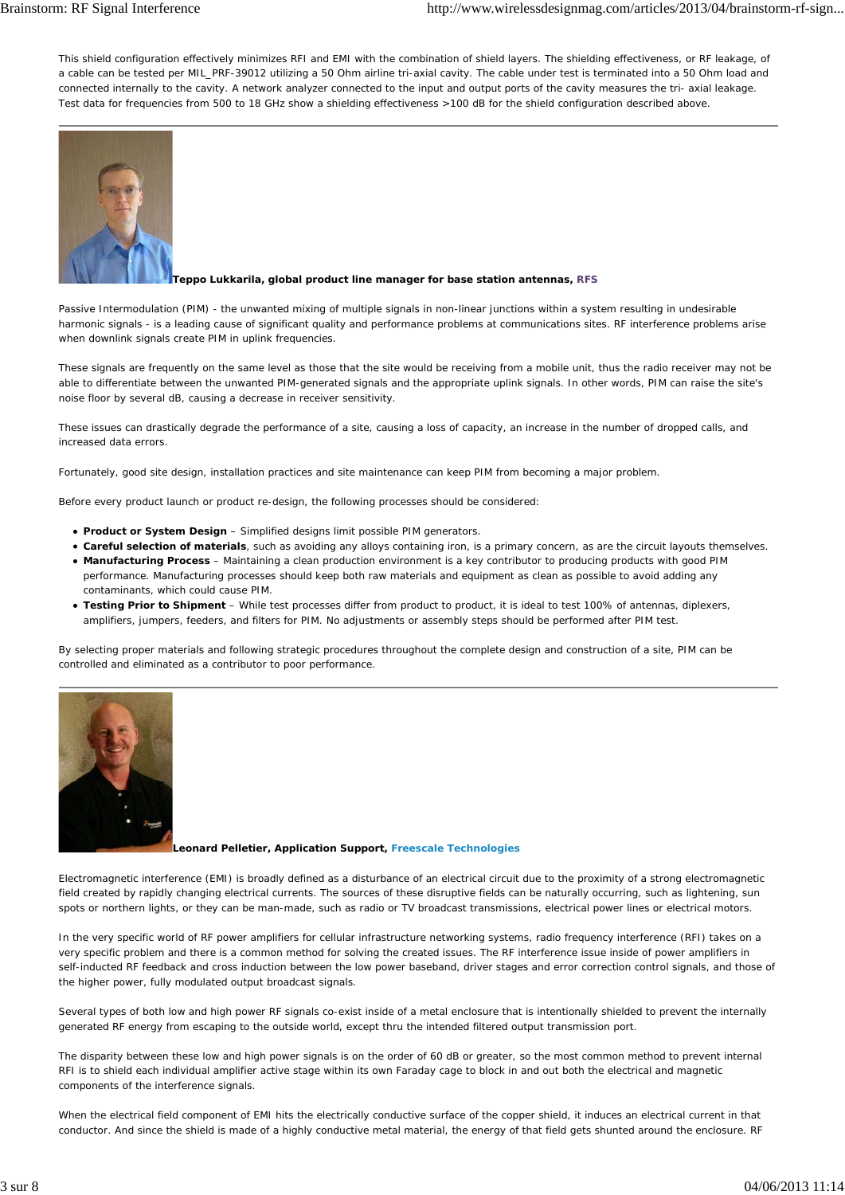This shield configuration effectively minimizes RFI and EMI with the combination of shield layers. The shielding effectiveness, or RF leakage, of a cable can be tested per MIL_PRF-39012 utilizing a 50 Ohm airline tri-axial cavity. The cable under test is terminated into a 50 Ohm load and connected internally to the cavity. A network analyzer connected to the input and output ports of the cavity measures the tri- axial leakage. Test data for frequencies from 500 to 18 GHz show a shielding effectiveness >100 dB for the shield configuration described above.

---

**Teppo Lukkarila, global product line manager for base station antennas, RFS**

Passive Intermodulation (PIM) - the unwanted mixing of multiple signals in non-linear junctions within a system resulting in undesirable harmonic signals - is a leading cause of significant quality and performance problems at communications sites. RF interference problems arise when downlink signals create PIM in uplink frequencies.

These signals are frequently on the same level as those that the site would be receiving from a mobile unit, thus the radio receiver may not be able to differentiate between the unwanted PIM-generated signals and the appropriate uplink signals. In other words, PIM can raise the site's noise floor by several dB, causing a decrease in receiver sensitivity.

These issues can drastically degrade the performance of a site, causing a loss of capacity, an increase in the number of dropped calls, and increased data errors.

Fortunately, good site design, installation practices and site maintenance can keep PIM from becoming a major problem.

Before every product launch or product re-design, the following processes should be considered:

- **Product or System Design** – Simplified designs limit possible PIM generators.
- **Careful selection of materials**, such as avoiding any alloys containing iron, is a primary concern, as are the circuit layouts themselves.
- **Manufacturing Process** – Maintaining a clean production environment is a key contributor to producing products with good PIM performance. Manufacturing processes should keep both raw materials and equipment as clean as possible to avoid adding any contaminants, which could cause PIM.
- **Testing Prior to Shipment** – While test processes differ from product to product, it is ideal to test 100% of antennas, diplexers, amplifiers, jumpers, feeders, and filters for PIM. No adjustments or assembly steps should be performed after PIM test.

By selecting proper materials and following strategic procedures throughout the complete design and construction of a site, PIM can be controlled and eliminated as a contributor to poor performance.

---

**Leonard Pelletier, Application Support, Freescale Technologies**

Electromagnetic interference (EMI) is broadly defined as a disturbance of an electrical circuit due to the proximity of a strong electromagnetic field created by rapidly changing electrical currents. The sources of these disruptive fields can be naturally occurring, such as lightening, sun spots or northern lights, or they can be man-made, such as radio or TV broadcast transmissions, electrical power lines or electrical motors.

In the very specific world of RF power amplifiers for cellular infrastructure networking systems, radio frequency interference (RFI) takes on a very specific problem and there is a common method for solving the created issues. The RF interference issue inside of power amplifiers in self-inducted RF feedback and cross induction between the low power baseband, driver stages and error correction control signals, and those of the higher power, fully modulated output broadcast signals.

Several types of both low and high power RF signals co-exist inside of a metal enclosure that is intentionally shielded to prevent the internally generated RF energy from escaping to the outside world, except thru the intended filtered output transmission port.

The disparity between these low and high power signals is on the order of 60 dB or greater, so the most common method to prevent internal RFI is to shield each individual amplifier active stage within its own Faraday cage to block in and out both the electrical and magnetic components of the interference signals.

When the electrical field component of EMI hits the electrically conductive surface of the copper shield, it induces an electrical current in that conductor. And since the shield is made of a highly conductive metal material, the energy of that field gets shunted around the enclosure. RF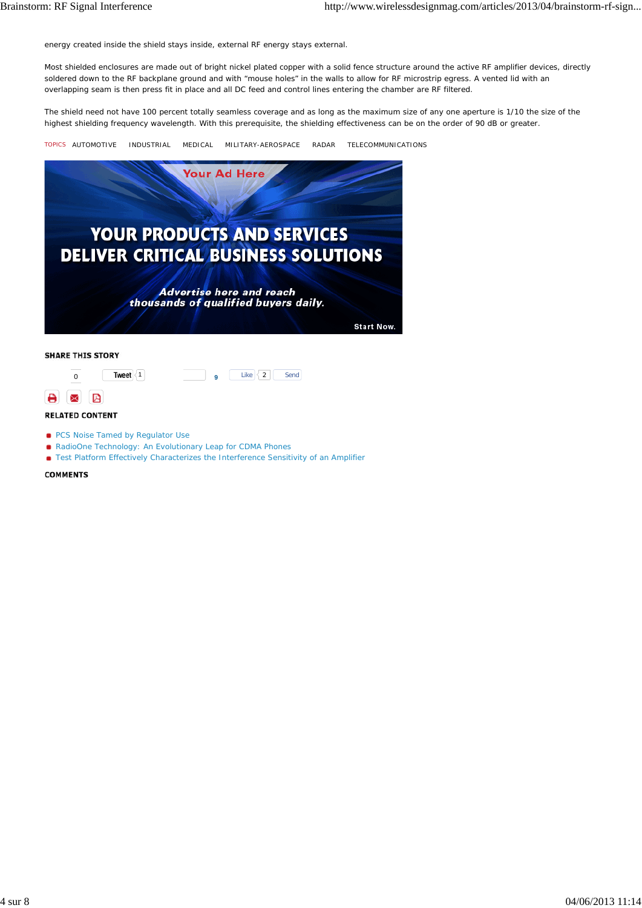energy created inside the shield stays inside, external RF energy stays external.

Most shielded enclosures are made out of bright nickel plated copper with a solid fence structure around the active RF amplifier devices, directly soldered down to the RF backplane ground and with “mouse holes” in the walls to allow for RF microstrip egress. A vented lid with an overlapping seam is then press fit in place and all DC feed and control lines entering the chamber are RF filtered.

The shield need not have 100 percent totally seamless coverage and as long as the maximum size of any one aperture is 1/10 the size of the highest shielding frequency wavelength. With this prerequisite, the shielding effectiveness can be on the order of 90 dB or greater.

TOPICS AUTOMOTIVE INDUSTRIAL MEDICAL MILITARY-AEROSPACE RADAR TELECOMMUNICATIONS

Your Ad Here

YOUR PRODUCTS AND SERVICES DELIVER CRITICAL BUSINESS SOLUTIONS

*Advertise here and reach thousands of qualified buyers daily.*

Start Now.

**SHARE THIS STORY**

0 Tweet 1 9 Like 2 Send

**RELATED CONTENT**

- PCS Noise Tamed by Regulator Use
- RadioOne Technology: An Evolutionary Leap for CDMA Phones
- Test Platform Effectively Characterizes the Interference Sensitivity of an Amplifier

**COMMENTS**